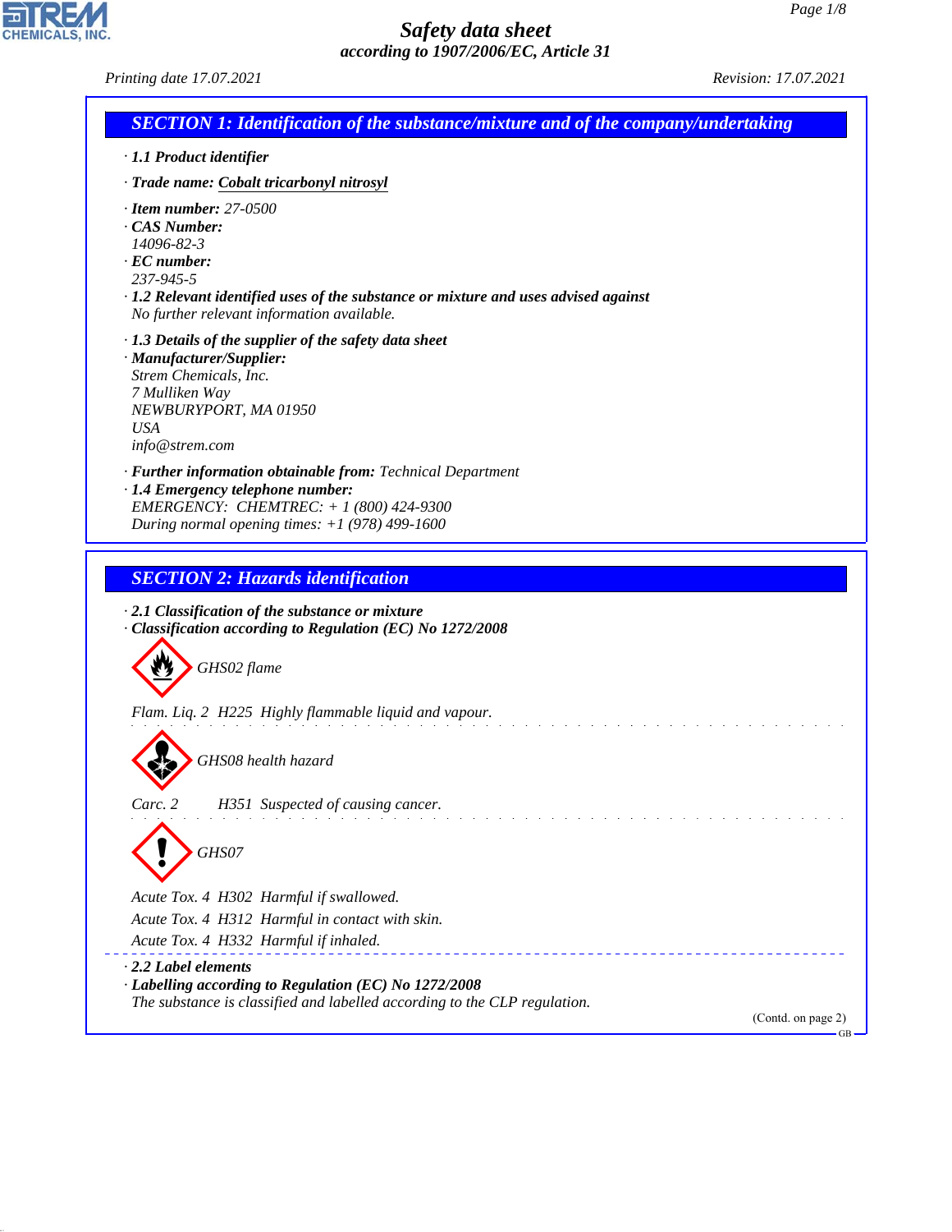# Safety data sheet

*according to 1907/2006/EC, Article 31*

*Printing date 17.07.2021* *Revision: 17.07.2021*

## SECTION 1: Identification of the substance/mixture and of the company/undertaking

· **1.1 Product identifier**

· **Trade name:** Cobalt tricarbonyl nitrosyl

· **Item number:** 27-0500
· **CAS Number:**
14096-82-3
· **EC number:**
237-945-5
· **1.2 Relevant identified uses of the substance or mixture and uses advised against**
No further relevant information available.

· **1.3 Details of the supplier of the safety data sheet**
· **Manufacturer/Supplier:**
Strem Chemicals, Inc.
7 Mulliken Way
NEWBURYPORT, MA 01950
USA
info@strem.com

· **Further information obtainable from:** Technical Department
· **1.4 Emergency telephone number:**
EMERGENCY: CHEMTREC: + 1 (800) 424-9300
During normal opening times: +1 (978) 499-1600

## SECTION 2: Hazards identification

· **2.1 Classification of the substance or mixture**
· **Classification according to Regulation (EC) No 1272/2008**

GHS02 flame

Flam. Liq. 2 H225 Highly flammable liquid and vapour.

GHS08 health hazard

Carc. 2 H351 Suspected of causing cancer.

GHS07

Acute Tox. 4 H302 Harmful if swallowed.
Acute Tox. 4 H312 Harmful in contact with skin.
Acute Tox. 4 H332 Harmful if inhaled.

· **2.2 Label elements**
· **Labelling according to Regulation (EC) No 1272/2008**
The substance is classified and labelled according to the CLP regulation.

(Contd. on page 2)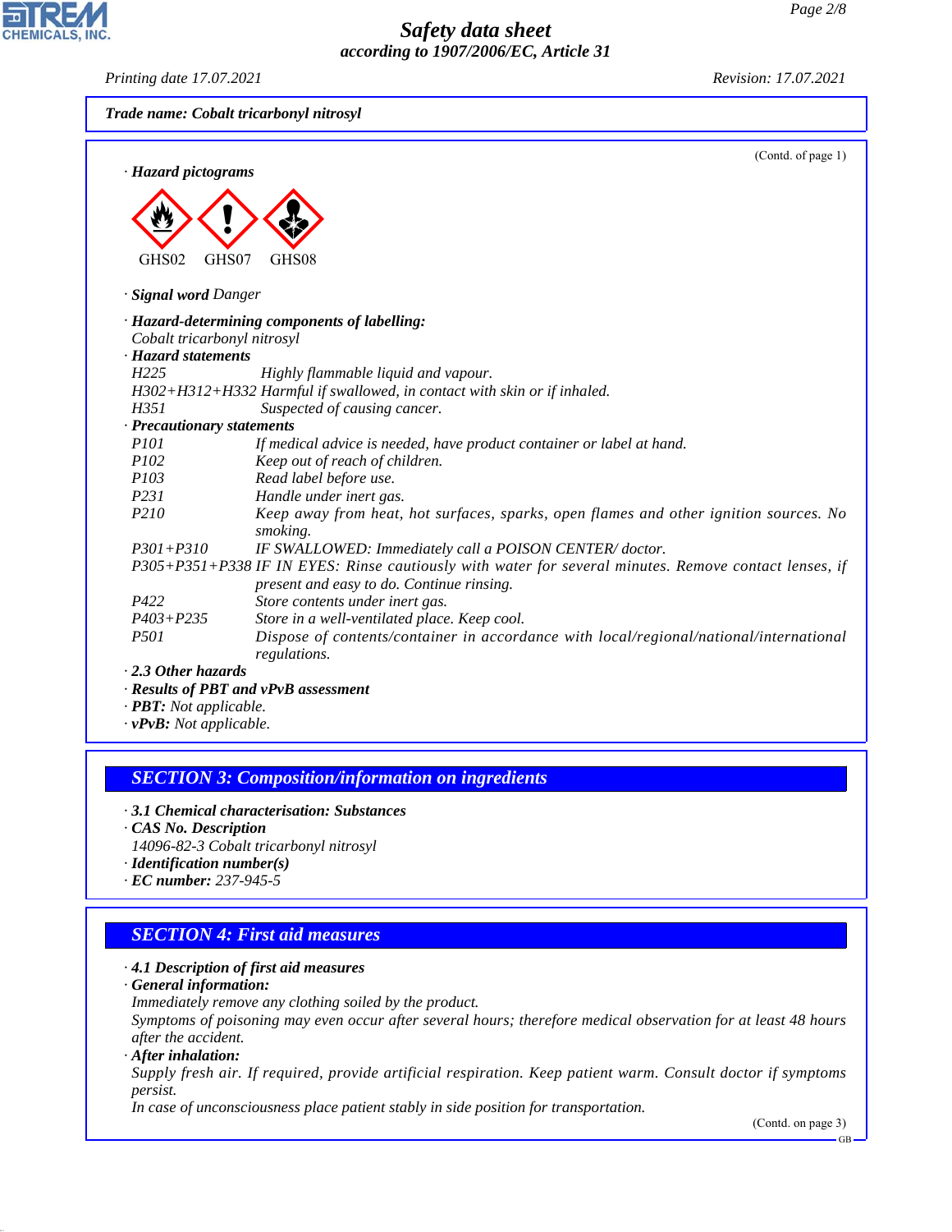**Trade name: Cobalt tricarbonyl nitrosyl**

(Contd. of page 1)

· **Hazard pictograms**

GHS02 GHS07 GHS08

· **Signal word** Danger

· **Hazard-determining components of labelling:**
Cobalt tricarbonyl nitrosyl

· **Hazard statements**

H225 Highly flammable liquid and vapour.
H302+H312+H332 Harmful if swallowed, in contact with skin or if inhaled.
H351 Suspected of causing cancer.

· **Precautionary statements**

P101 If medical advice is needed, have product container or label at hand.
P102 Keep out of reach of children.
P103 Read label before use.
P231 Handle under inert gas.
P210 Keep away from heat, hot surfaces, sparks, open flames and other ignition sources. No smoking.
P301+P310 IF SWALLOWED: Immediately call a POISON CENTER/ doctor.
P305+P351+P338 IF IN EYES: Rinse cautiously with water for several minutes. Remove contact lenses, if present and easy to do. Continue rinsing.
P422 Store contents under inert gas.
P403+P235 Store in a well-ventilated place. Keep cool.
P501 Dispose of contents/container in accordance with local/regional/national/international regulations.

· **2.3 Other hazards**
· **Results of PBT and vPvB assessment**
· **PBT:** Not applicable.
· **vPvB:** Not applicable.

## SECTION 3: Composition/information on ingredients

· **3.1 Chemical characterisation: Substances**
· **CAS No. Description**
14096-82-3 Cobalt tricarbonyl nitrosyl
· **Identification number(s)**
· **EC number:** 237-945-5

## SECTION 4: First aid measures

· **4.1 Description of first aid measures**
· **General information:**
Immediately remove any clothing soiled by the product.
Symptoms of poisoning may even occur after several hours; therefore medical observation for at least 48 hours after the accident.
· **After inhalation:**
Supply fresh air. If required, provide artificial respiration. Keep patient warm. Consult doctor if symptoms persist.
In case of unconsciousness place patient stably in side position for transportation.

(Contd. on page 3)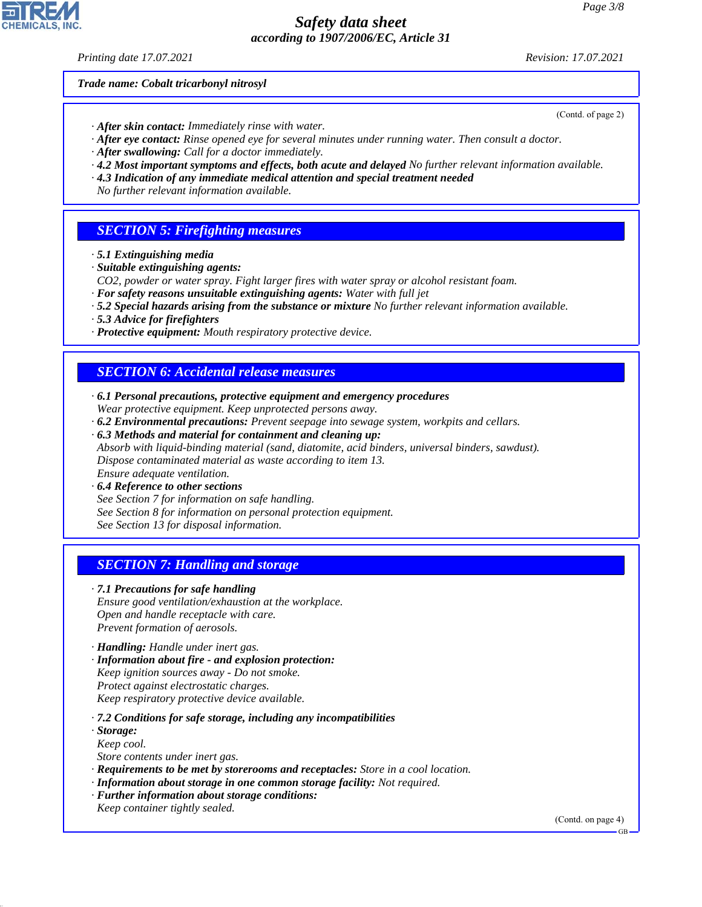**Trade name: Cobalt tricarbonyl nitrosyl**

(Contd. of page 2)

· **After skin contact:** Immediately rinse with water.
· **After eye contact:** Rinse opened eye for several minutes under running water. Then consult a doctor.
· **After swallowing:** Call for a doctor immediately.
· **4.2 Most important symptoms and effects, both acute and delayed** No further relevant information available.
· **4.3 Indication of any immediate medical attention and special treatment needed**
No further relevant information available.

## SECTION 5: Firefighting measures

· **5.1 Extinguishing media**
· **Suitable extinguishing agents:**
$CO_2$, powder or water spray. Fight larger fires with water spray or alcohol resistant foam.
· **For safety reasons unsuitable extinguishing agents:** Water with full jet
· **5.2 Special hazards arising from the substance or mixture** No further relevant information available.
· **5.3 Advice for firefighters**
· **Protective equipment:** Mouth respiratory protective device.

## SECTION 6: Accidental release measures

· **6.1 Personal precautions, protective equipment and emergency procedures**
Wear protective equipment. Keep unprotected persons away.
· **6.2 Environmental precautions:** Prevent seepage into sewage system, workpits and cellars.
· **6.3 Methods and material for containment and cleaning up:**
Absorb with liquid-binding material (sand, diatomite, acid binders, universal binders, sawdust).
Dispose contaminated material as waste according to item 13.
Ensure adequate ventilation.
· **6.4 Reference to other sections**
See Section 7 for information on safe handling.
See Section 8 for information on personal protection equipment.
See Section 13 for disposal information.

## SECTION 7: Handling and storage

· **7.1 Precautions for safe handling**
Ensure good ventilation/exhaustion at the workplace.
Open and handle receptacle with care.
Prevent formation of aerosols.

· **Handling:** Handle under inert gas.
· **Information about fire - and explosion protection:**
Keep ignition sources away - Do not smoke.
Protect against electrostatic charges.
Keep respiratory protective device available.

· **7.2 Conditions for safe storage, including any incompatibilities**
· **Storage:**
Keep cool.
Store contents under inert gas.
· **Requirements to be met by storerooms and receptacles:** Store in a cool location.
· **Information about storage in one common storage facility:** Not required.
· **Further information about storage conditions:**
Keep container tightly sealed.

(Contd. on page 4)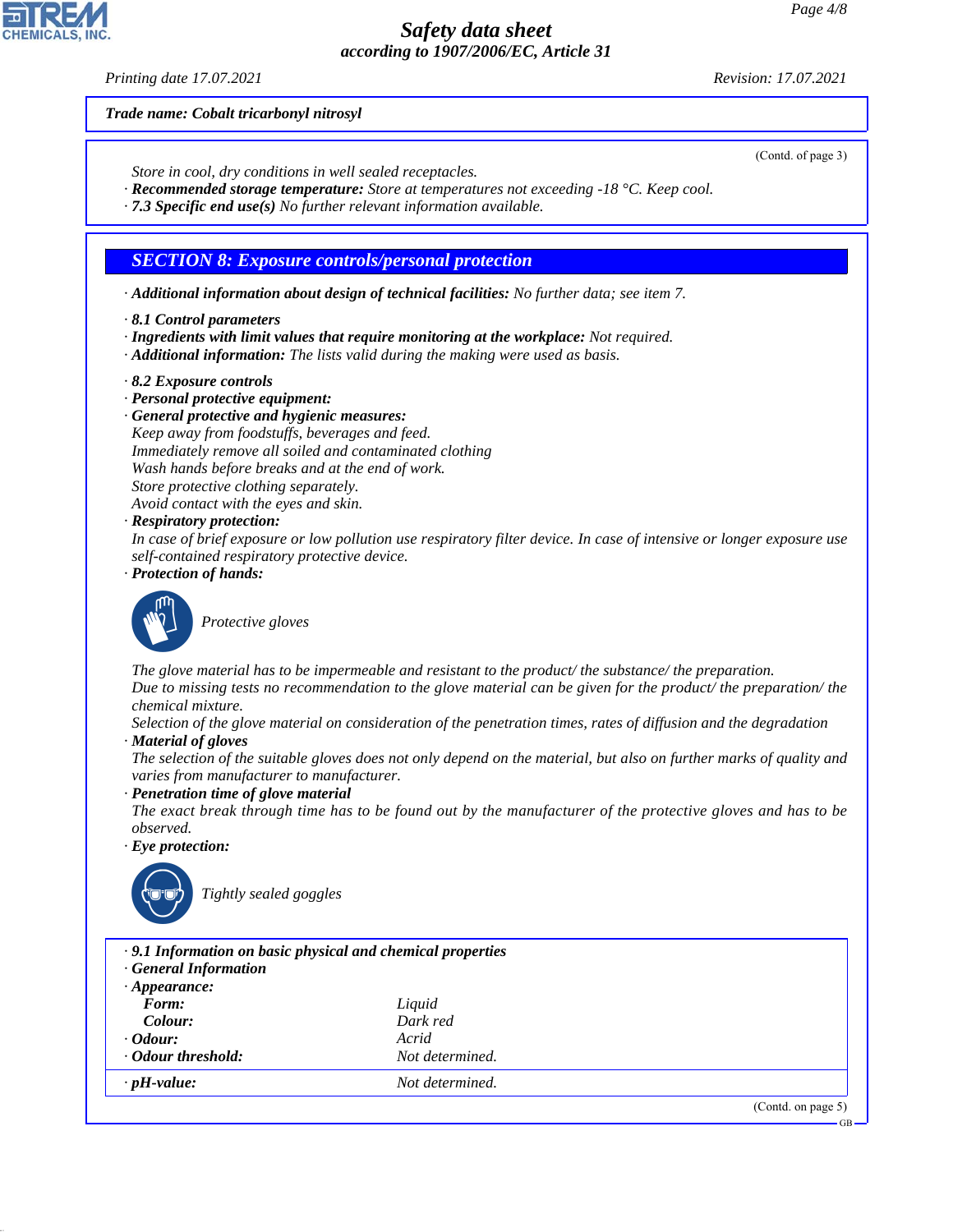**Trade name: Cobalt tricarbonyl nitrosyl**

(Contd. of page 3)

Store in cool, dry conditions in well sealed receptacles.

· **Recommended storage temperature:** Store at temperatures not exceeding -18 °C. Keep cool.
· **7.3 Specific end use(s)** No further relevant information available.

## SECTION 8: Exposure controls/personal protection

· **Additional information about design of technical facilities:** No further data; see item 7.

· **8.1 Control parameters**
· **Ingredients with limit values that require monitoring at the workplace:** Not required.
· **Additional information:** The lists valid during the making were used as basis.

· **8.2 Exposure controls**
· **Personal protective equipment:**
· **General protective and hygienic measures:**
Keep away from foodstuffs, beverages and feed.
Immediately remove all soiled and contaminated clothing
Wash hands before breaks and at the end of work.
Store protective clothing separately.
Avoid contact with the eyes and skin.
· **Respiratory protection:**
In case of brief exposure or low pollution use respiratory filter device. In case of intensive or longer exposure use self-contained respiratory protective device.
· **Protection of hands:**

Protective gloves

The glove material has to be impermeable and resistant to the product/ the substance/ the preparation.
Due to missing tests no recommendation to the glove material can be given for the product/ the preparation/ the chemical mixture.
Selection of the glove material on consideration of the penetration times, rates of diffusion and the degradation
· **Material of gloves**
The selection of the suitable gloves does not only depend on the material, but also on further marks of quality and varies from manufacturer to manufacturer.
· **Penetration time of glove material**
The exact break through time has to be found out by the manufacturer of the protective gloves and has to be observed.
· **Eye protection:**

Tightly sealed goggles

· **9.1 Information on basic physical and chemical properties**
· **General Information**
· **Appearance:**

| | |
|---|---|
| **Form:** | Liquid |
| **Colour:** | Dark red |
| · **Odour:** | Acrid |
| · **Odour threshold:** | Not determined. |
| · **pH-value:** | Not determined. |

(Contd. on page 5)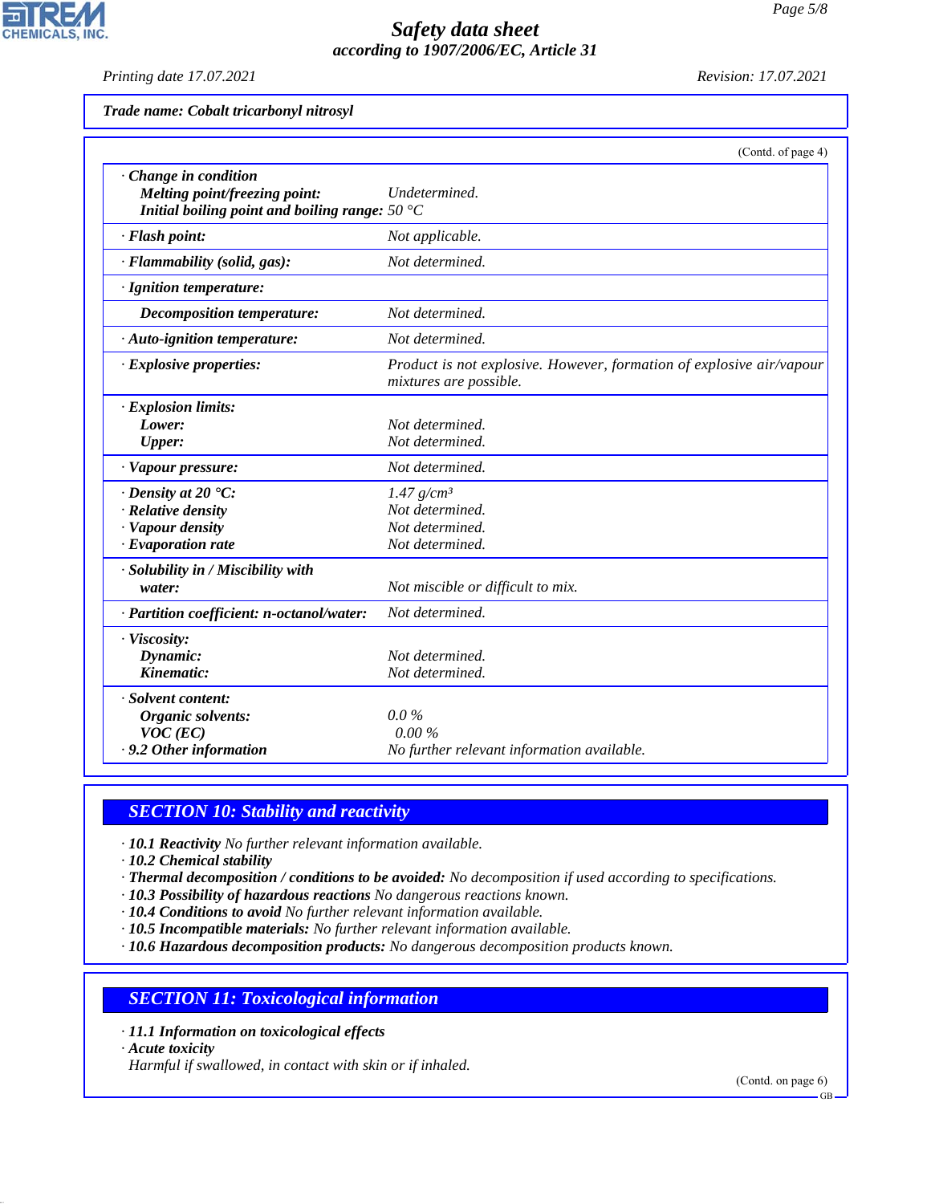**Trade name: Cobalt tricarbonyl nitrosyl**

(Contd. of page 4)

| | |
|---|---|
| · **Change in condition** | |
| **Melting point/freezing point:** | Undetermined. |
| **Initial boiling point and boiling range:** | 50 °C |
| · **Flash point:** | Not applicable. |
| · **Flammability (solid, gas):** | Not determined. |
| · **Ignition temperature:** | |
| **Decomposition temperature:** | Not determined. |
| · **Auto-ignition temperature:** | Not determined. |
| · **Explosive properties:** | Product is not explosive. However, formation of explosive air/vapour mixtures are possible. |
| · **Explosion limits:** | |
| **Lower:** | Not determined. |
| **Upper:** | Not determined. |
| · **Vapour pressure:** | Not determined. |
| · **Density at 20 °C:** | 1.47 g/cm³ |
| · **Relative density** | Not determined. |
| · **Vapour density** | Not determined. |
| · **Evaporation rate** | Not determined. |
| · **Solubility in / Miscibility with water:** | Not miscible or difficult to mix. |
| · **Partition coefficient: n-octanol/water:** | Not determined. |
| · **Viscosity:** | |
| **Dynamic:** | Not determined. |
| **Kinematic:** | Not determined. |
| · **Solvent content:** | |
| **Organic solvents:** | 0.0 % |
| **VOC (EC)** | 0.00 % |
| · **9.2 Other information** | No further relevant information available. |

## SECTION 10: Stability and reactivity

· **10.1 Reactivity** No further relevant information available.
· **10.2 Chemical stability**
· **Thermal decomposition / conditions to be avoided:** No decomposition if used according to specifications.
· **10.3 Possibility of hazardous reactions** No dangerous reactions known.
· **10.4 Conditions to avoid** No further relevant information available.
· **10.5 Incompatible materials:** No further relevant information available.
· **10.6 Hazardous decomposition products:** No dangerous decomposition products known.

## SECTION 11: Toxicological information

· **11.1 Information on toxicological effects**
· **Acute toxicity**
Harmful if swallowed, in contact with skin or if inhaled.

(Contd. on page 6)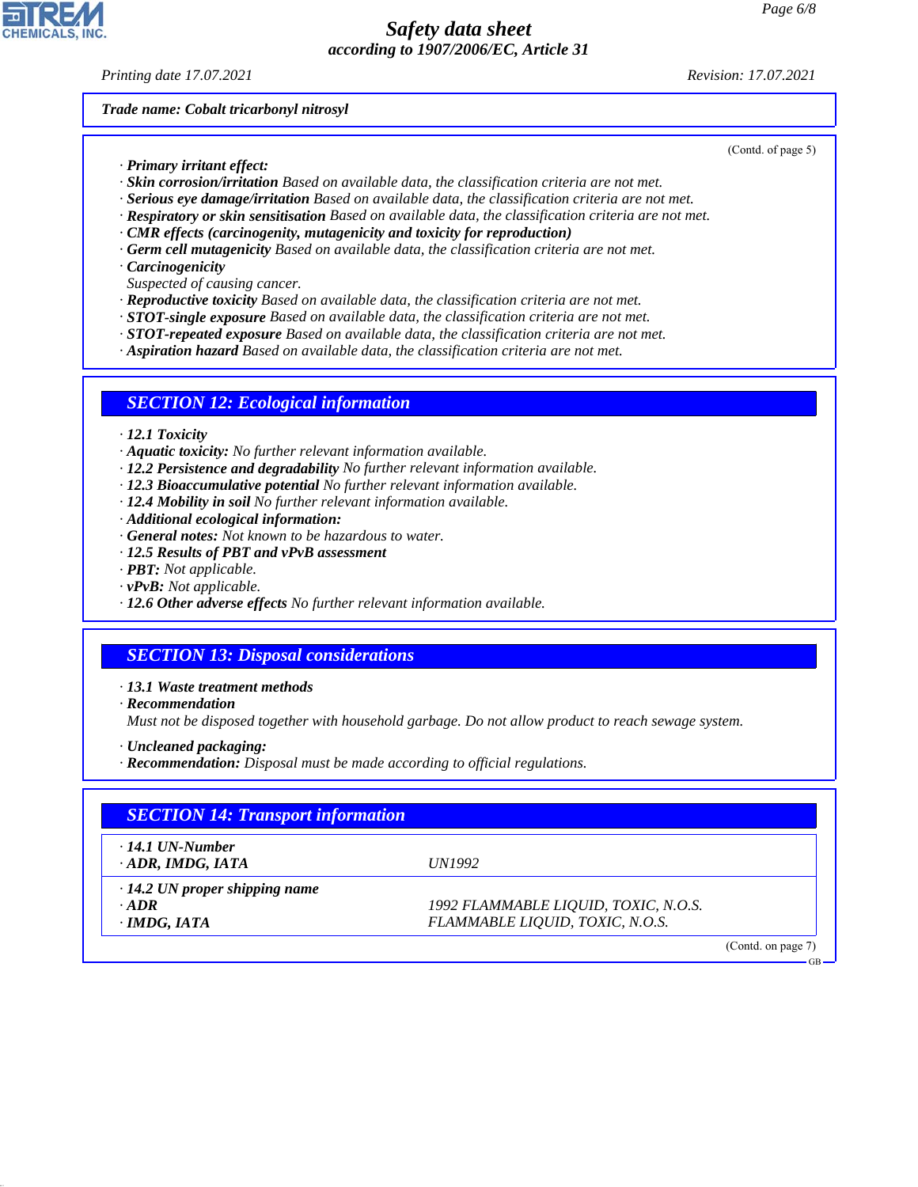**Trade name: Cobalt tricarbonyl nitrosyl**

(Contd. of page 5)

· ***Primary irritant effect:***
· ***Skin corrosion/irritation*** *Based on available data, the classification criteria are not met.*
· ***Serious eye damage/irritation*** *Based on available data, the classification criteria are not met.*
· ***Respiratory or skin sensitisation*** *Based on available data, the classification criteria are not met.*
· ***CMR effects (carcinogenity, mutagenicity and toxicity for reproduction)***
· ***Germ cell mutagenicity*** *Based on available data, the classification criteria are not met.*
· ***Carcinogenicity***
*Suspected of causing cancer.*
· ***Reproductive toxicity*** *Based on available data, the classification criteria are not met.*
· ***STOT-single exposure*** *Based on available data, the classification criteria are not met.*
· ***STOT-repeated exposure*** *Based on available data, the classification criteria are not met.*
· ***Aspiration hazard*** *Based on available data, the classification criteria are not met.*

## SECTION 12: Ecological information

· ***12.1 Toxicity***
· ***Aquatic toxicity:*** *No further relevant information available.*
· ***12.2 Persistence and degradability*** *No further relevant information available.*
· ***12.3 Bioaccumulative potential*** *No further relevant information available.*
· ***12.4 Mobility in soil*** *No further relevant information available.*
· ***Additional ecological information:***
· ***General notes:*** *Not known to be hazardous to water.*
· ***12.5 Results of PBT and vPvB assessment***
· ***PBT:*** *Not applicable.*
· ***vPvB:*** *Not applicable.*
· ***12.6 Other adverse effects*** *No further relevant information available.*

## SECTION 13: Disposal considerations

· ***13.1 Waste treatment methods***
· ***Recommendation***
*Must not be disposed together with household garbage. Do not allow product to reach sewage system.*

· ***Uncleaned packaging:***
· ***Recommendation:*** *Disposal must be made according to official regulations.*

## SECTION 14: Transport information

| | |
|---|---|
| · ***14.1 UN-Number*** | |
| · ***ADR, IMDG, IATA*** | *UN1992* |
| · ***14.2 UN proper shipping name*** | |
| · ***ADR*** | *1992 FLAMMABLE LIQUID, TOXIC, N.O.S.* |
| · ***IMDG, IATA*** | *FLAMMABLE LIQUID, TOXIC, N.O.S.* |

(Contd. on page 7)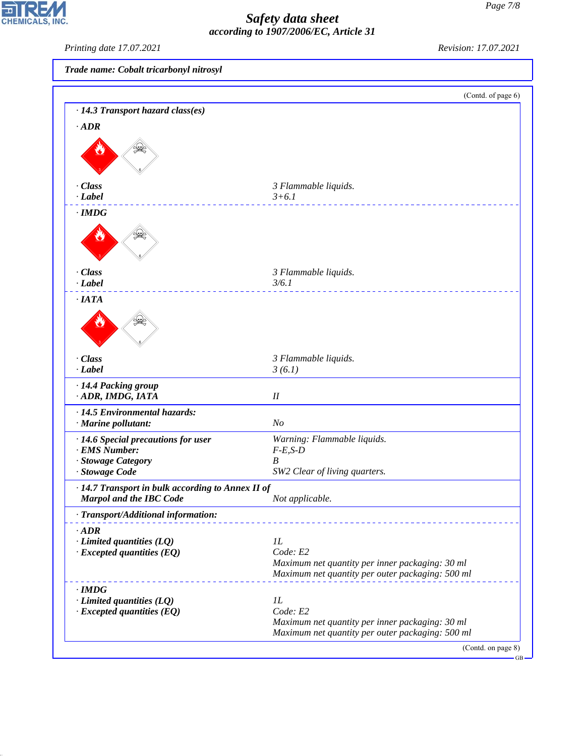Trade name: Cobalt tricarbonyl nitrosyl

(Contd. of page 6)

**· 14.3 Transport hazard class(es)**

**· ADR**

| | |
|---|---|
| **· Class** | 3 Flammable liquids. |
| **· Label** | 3+6.1 |

**· IMDG**

| | |
|---|---|
| **· Class** | 3 Flammable liquids. |
| **· Label** | 3/6.1 |

**· IATA**

| | |
|---|---|
| **· Class** | 3 Flammable liquids. |
| **· Label** | 3 (6.1) |

| | |
|---|---|
| **· 14.4 Packing group** | |
| **· ADR, IMDG, IATA** | II |
| **· 14.5 Environmental hazards:** | |
| **· Marine pollutant:** | No |
| **· 14.6 Special precautions for user** | Warning: Flammable liquids. |
| **· EMS Number:** | F-E,S-D |
| **· Stowage Category** | B |
| **· Stowage Code** | SW2 Clear of living quarters. |
| **· 14.7 Transport in bulk according to Annex II of Marpol and the IBC Code** | Not applicable. |

**· Transport/Additional information:**

**· ADR**

| | |
|---|---|
| **· Limited quantities (LQ)** | 1L |
| **· Excepted quantities (EQ)** | Code: E2<br>Maximum net quantity per inner packaging: 30 ml<br>Maximum net quantity per outer packaging: 500 ml |

**· IMDG**

| | |
|---|---|
| **· Limited quantities (LQ)** | 1L |
| **· Excepted quantities (EQ)** | Code: E2<br>Maximum net quantity per inner packaging: 30 ml<br>Maximum net quantity per outer packaging: 500 ml |

(Contd. on page 8)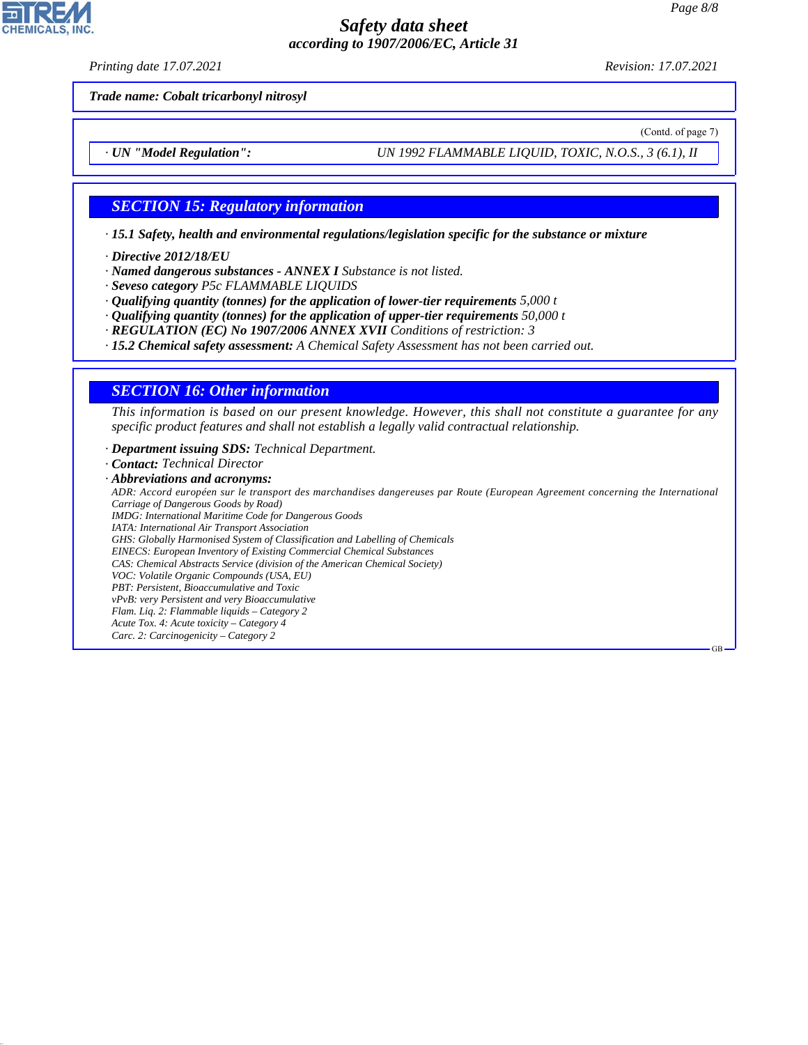**Trade name: Cobalt tricarbonyl nitrosyl**

(Contd. of page 7)

· **UN "Model Regulation":** UN 1992 FLAMMABLE LIQUID, TOXIC, N.O.S., 3 (6.1), II

## SECTION 15: Regulatory information

· **15.1 Safety, health and environmental regulations/legislation specific for the substance or mixture**

· **Directive 2012/18/EU**
· **Named dangerous substances - ANNEX I** Substance is not listed.
· **Seveso category** P5c FLAMMABLE LIQUIDS
· **Qualifying quantity (tonnes) for the application of lower-tier requirements** 5,000 t
· **Qualifying quantity (tonnes) for the application of upper-tier requirements** 50,000 t
· **REGULATION (EC) No 1907/2006 ANNEX XVII** Conditions of restriction: 3
· **15.2 Chemical safety assessment:** A Chemical Safety Assessment has not been carried out.

## SECTION 16: Other information

This information is based on our present knowledge. However, this shall not constitute a guarantee for any specific product features and shall not establish a legally valid contractual relationship.

· **Department issuing SDS:** Technical Department.
· **Contact:** Technical Director
· **Abbreviations and acronyms:**
ADR: Accord européen sur le transport des marchandises dangereuses par Route (European Agreement concerning the International Carriage of Dangerous Goods by Road)
IMDG: International Maritime Code for Dangerous Goods
IATA: International Air Transport Association
GHS: Globally Harmonised System of Classification and Labelling of Chemicals
EINECS: European Inventory of Existing Commercial Chemical Substances
CAS: Chemical Abstracts Service (division of the American Chemical Society)
VOC: Volatile Organic Compounds (USA, EU)
PBT: Persistent, Bioaccumulative and Toxic
vPvB: very Persistent and very Bioaccumulative
Flam. Liq. 2: Flammable liquids – Category 2
Acute Tox. 4: Acute toxicity – Category 4
Carc. 2: Carcinogenicity – Category 2